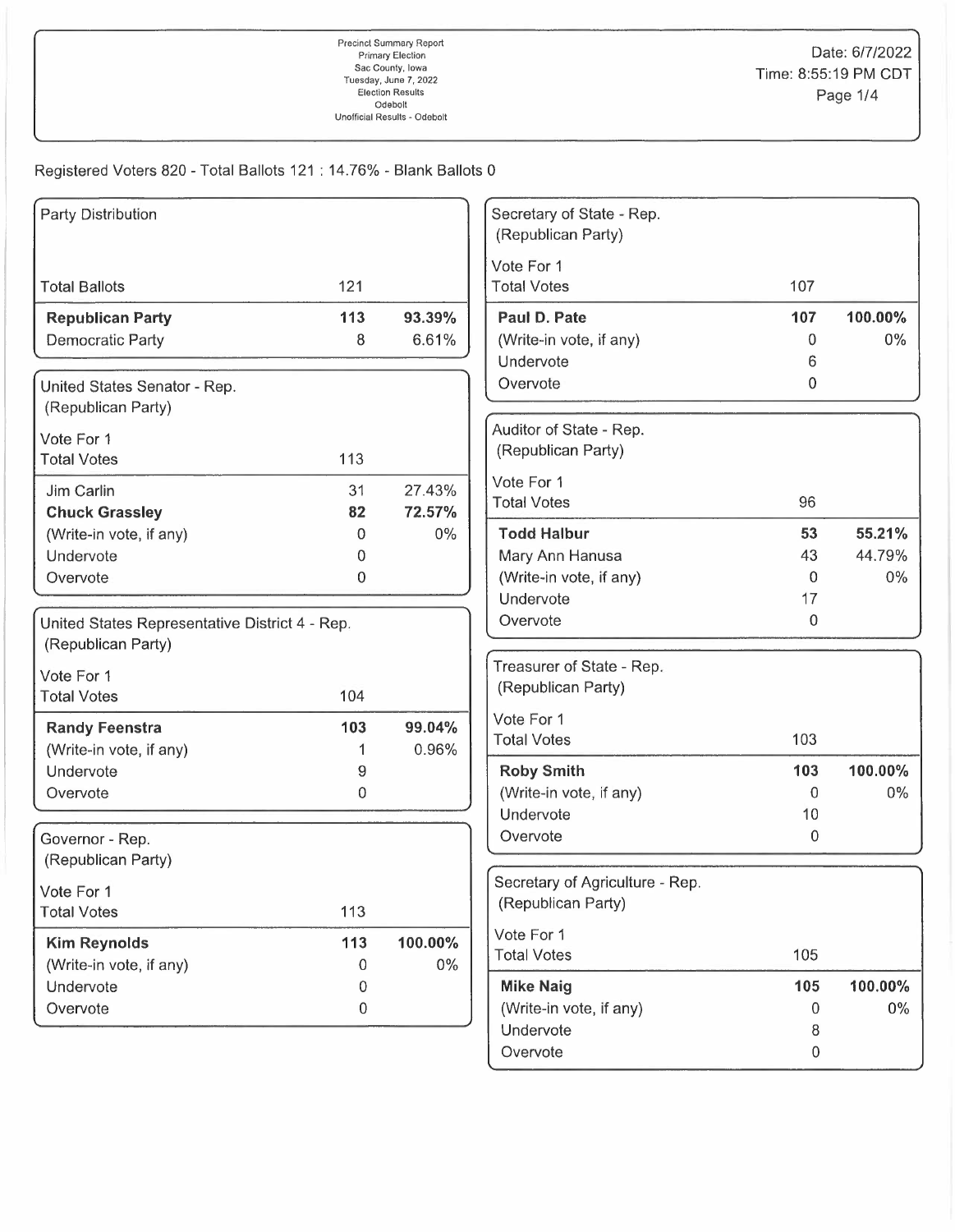Precinct Summary Report
Primary Election
Sac County, Iowa
Tuesday, June 7, 2022
Election Results
Odebolt
Unofficial Results - Odebolt

Date: 6/7/2022
Time: 8:55:19 PM CDT

Registered Voters 820 - Total Ballots 121 : 14.76% - Blank Ballots 0

## Party Distribution

| Party Distribution | | |
|---|---|---|
| Total Ballots | 121 | |
| **Republican Party** | **113** | **93.39%** |
| Democratic Party | 8 | 6.61% |

## United States Senator - Rep. (Republican Party)

| Vote For 1 | | |
|---|---|---|
| Total Votes | 113 | |
| Jim Carlin | 31 | 27.43% |
| **Chuck Grassley** | **82** | **72.57%** |
| (Write-in vote, if any) | 0 | 0% |
| Undervote | 0 | |
| Overvote | 0 | |

## United States Representative District 4 - Rep. (Republican Party)

| Vote For 1 | | |
|---|---|---|
| Total Votes | 104 | |
| **Randy Feenstra** | **103** | **99.04%** |
| (Write-in vote, if any) | 1 | 0.96% |
| Undervote | 9 | |
| Overvote | 0 | |

## Governor - Rep. (Republican Party)

| Vote For 1 | | |
|---|---|---|
| Total Votes | 113 | |
| **Kim Reynolds** | **113** | **100.00%** |
| (Write-in vote, if any) | 0 | 0% |
| Undervote | 0 | |
| Overvote | 0 | |

## Secretary of State - Rep. (Republican Party)

| Vote For 1 | | |
|---|---|---|
| Total Votes | 107 | |
| **Paul D. Pate** | **107** | **100.00%** |
| (Write-in vote, if any) | 0 | 0% |
| Undervote | 6 | |
| Overvote | 0 | |

## Auditor of State - Rep. (Republican Party)

| Vote For 1 | | |
|---|---|---|
| Total Votes | 96 | |
| **Todd Halbur** | **53** | **55.21%** |
| Mary Ann Hanusa | 43 | 44.79% |
| (Write-in vote, if any) | 0 | 0% |
| Undervote | 17 | |
| Overvote | 0 | |

## Treasurer of State - Rep. (Republican Party)

| Vote For 1 | | |
|---|---|---|
| Total Votes | 103 | |
| **Roby Smith** | **103** | **100.00%** |
| (Write-in vote, if any) | 0 | 0% |
| Undervote | 10 | |
| Overvote | 0 | |

## Secretary of Agriculture - Rep. (Republican Party)

| Vote For 1 | | |
|---|---|---|
| Total Votes | 105 | |
| **Mike Naig** | **105** | **100.00%** |
| (Write-in vote, if any) | 0 | 0% |
| Undervote | 8 | |
| Overvote | 0 | |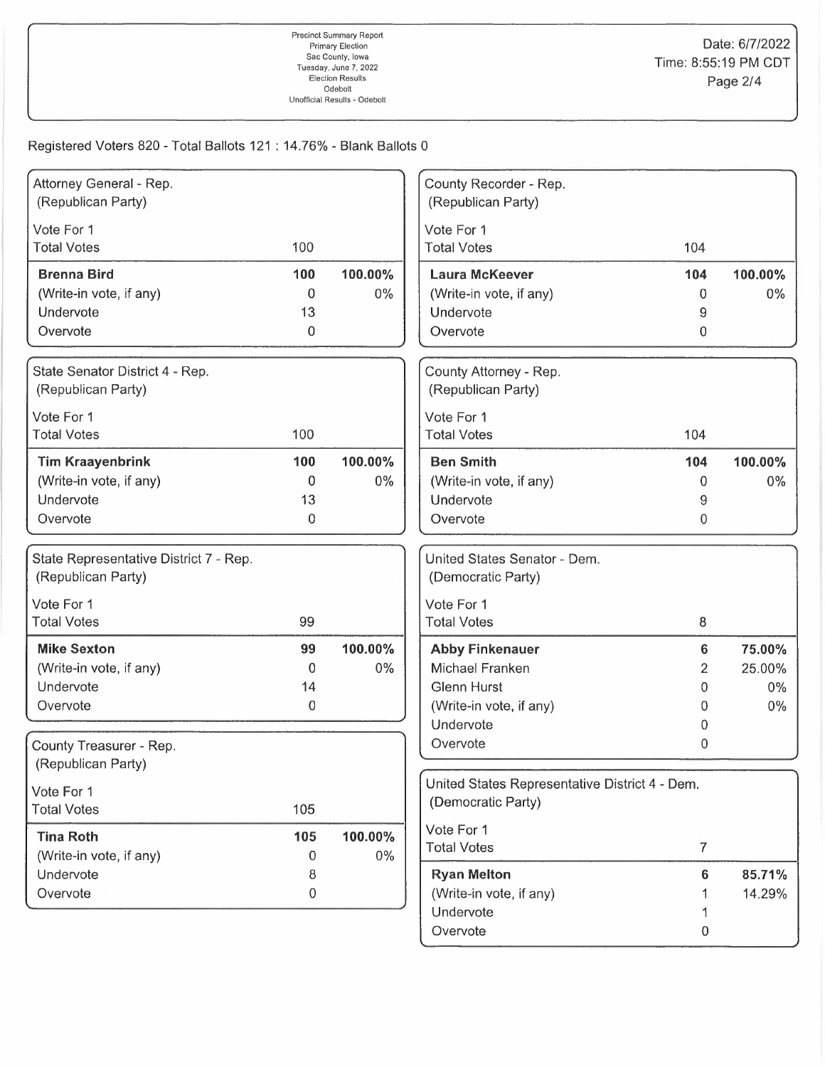Precinct Summary Report
Primary Election
Sac County, Iowa
Tuesday, June 7, 2022
Election Results
Odebolt
Unofficial Results - Odebolt

Date: 6/7/2022
Time: 8:55:19 PM CDT

Registered Voters 820 - Total Ballots 121 : 14.76% - Blank Ballots 0

### Attorney General - Rep.
(Republican Party)

| Vote For 1 | | |
|---|---|---|
| Total Votes | 100 | |
| **Brenna Bird** | **100** | **100.00%** |
| (Write-in vote, if any) | 0 | 0% |
| Undervote | 13 | |
| Overvote | 0 | |

### State Senator District 4 - Rep.
(Republican Party)

| Vote For 1 | | |
|---|---|---|
| Total Votes | 100 | |
| **Tim Kraayenbrink** | **100** | **100.00%** |
| (Write-in vote, if any) | 0 | 0% |
| Undervote | 13 | |
| Overvote | 0 | |

### State Representative District 7 - Rep.
(Republican Party)

| Vote For 1 | | |
|---|---|---|
| Total Votes | 99 | |
| **Mike Sexton** | **99** | **100.00%** |
| (Write-in vote, if any) | 0 | 0% |
| Undervote | 14 | |
| Overvote | 0 | |

### County Treasurer - Rep.
(Republican Party)

| Vote For 1 | | |
|---|---|---|
| Total Votes | 105 | |
| **Tina Roth** | **105** | **100.00%** |
| (Write-in vote, if any) | 0 | 0% |
| Undervote | 8 | |
| Overvote | 0 | |

### County Recorder - Rep.
(Republican Party)

| Vote For 1 | | |
|---|---|---|
| Total Votes | 104 | |
| **Laura McKeever** | **104** | **100.00%** |
| (Write-in vote, if any) | 0 | 0% |
| Undervote | 9 | |
| Overvote | 0 | |

### County Attorney - Rep.
(Republican Party)

| Vote For 1 | | |
|---|---|---|
| Total Votes | 104 | |
| **Ben Smith** | **104** | **100.00%** |
| (Write-in vote, if any) | 0 | 0% |
| Undervote | 9 | |
| Overvote | 0 | |

### United States Senator - Dem.
(Democratic Party)

| Vote For 1 | | |
|---|---|---|
| Total Votes | 8 | |
| **Abby Finkenauer** | **6** | **75.00%** |
| Michael Franken | 2 | 25.00% |
| Glenn Hurst | 0 | 0% |
| (Write-in vote, if any) | 0 | 0% |
| Undervote | 0 | |
| Overvote | 0 | |

### United States Representative District 4 - Dem.
(Democratic Party)

| Vote For 1 | | |
|---|---|---|
| Total Votes | 7 | |
| **Ryan Melton** | **6** | **85.71%** |
| (Write-in vote, if any) | 1 | 14.29% |
| Undervote | 1 | |
| Overvote | 0 | |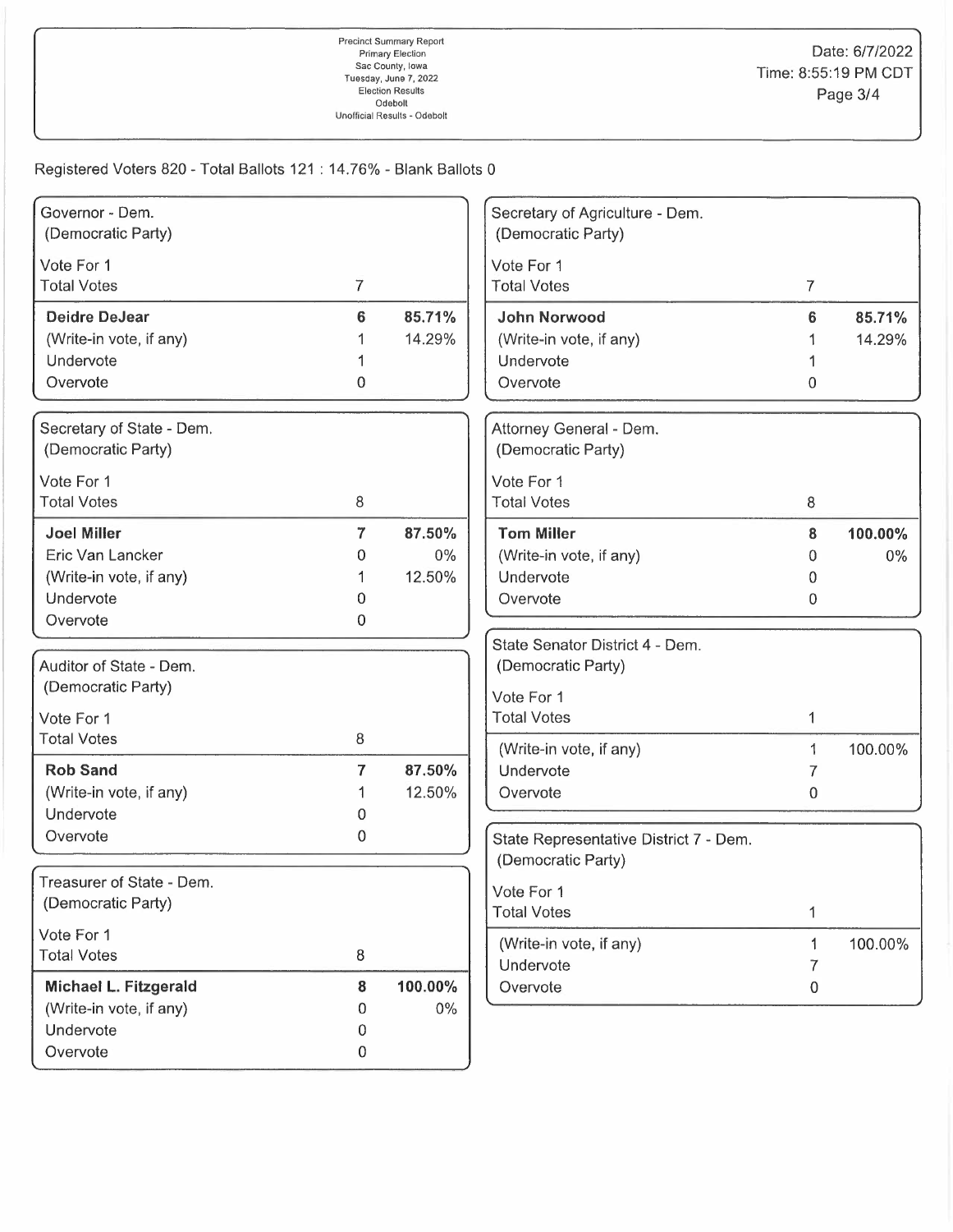Precinct Summary Report
Primary Election
Sac County, Iowa
Tuesday, June 7, 2022
Election Results
Odebolt
Unofficial Results - Odebolt

Date: 6/7/2022
Time: 8:55:19 PM CDT

Registered Voters 820 - Total Ballots 121 : 14.76% - Blank Ballots 0

### Governor - Dem.
(Democratic Party)

| Vote For 1 | | |
|---|---|---|
| Total Votes | 7 | |
| **Deidre DeJear** | **6** | **85.71%** |
| (Write-in vote, if any) | 1 | 14.29% |
| Undervote | 1 | |
| Overvote | 0 | |

### Secretary of State - Dem.
(Democratic Party)

| Vote For 1 | | |
|---|---|---|
| Total Votes | 8 | |
| **Joel Miller** | **7** | **87.50%** |
| Eric Van Lancker | 0 | 0% |
| (Write-in vote, if any) | 1 | 12.50% |
| Undervote | 0 | |
| Overvote | 0 | |

### Auditor of State - Dem.
(Democratic Party)

| Vote For 1 | | |
|---|---|---|
| Total Votes | 8 | |
| **Rob Sand** | **7** | **87.50%** |
| (Write-in vote, if any) | 1 | 12.50% |
| Undervote | 0 | |
| Overvote | 0 | |

### Treasurer of State - Dem.
(Democratic Party)

| Vote For 1 | | |
|---|---|---|
| Total Votes | 8 | |
| **Michael L. Fitzgerald** | **8** | **100.00%** |
| (Write-in vote, if any) | 0 | 0% |
| Undervote | 0 | |
| Overvote | 0 | |

### Secretary of Agriculture - Dem.
(Democratic Party)

| Vote For 1 | | |
|---|---|---|
| Total Votes | 7 | |
| **John Norwood** | **6** | **85.71%** |
| (Write-in vote, if any) | 1 | 14.29% |
| Undervote | 1 | |
| Overvote | 0 | |

### Attorney General - Dem.
(Democratic Party)

| Vote For 1 | | |
|---|---|---|
| Total Votes | 8 | |
| **Tom Miller** | **8** | **100.00%** |
| (Write-in vote, if any) | 0 | 0% |
| Undervote | 0 | |
| Overvote | 0 | |

### State Senator District 4 - Dem.
(Democratic Party)

| Vote For 1 | | |
|---|---|---|
| Total Votes | 1 | |
| (Write-in vote, if any) | 1 | 100.00% |
| Undervote | 7 | |
| Overvote | 0 | |

### State Representative District 7 - Dem.
(Democratic Party)

| Vote For 1 | | |
|---|---|---|
| Total Votes | 1 | |
| (Write-in vote, if any) | 1 | 100.00% |
| Undervote | 7 | |
| Overvote | 0 | |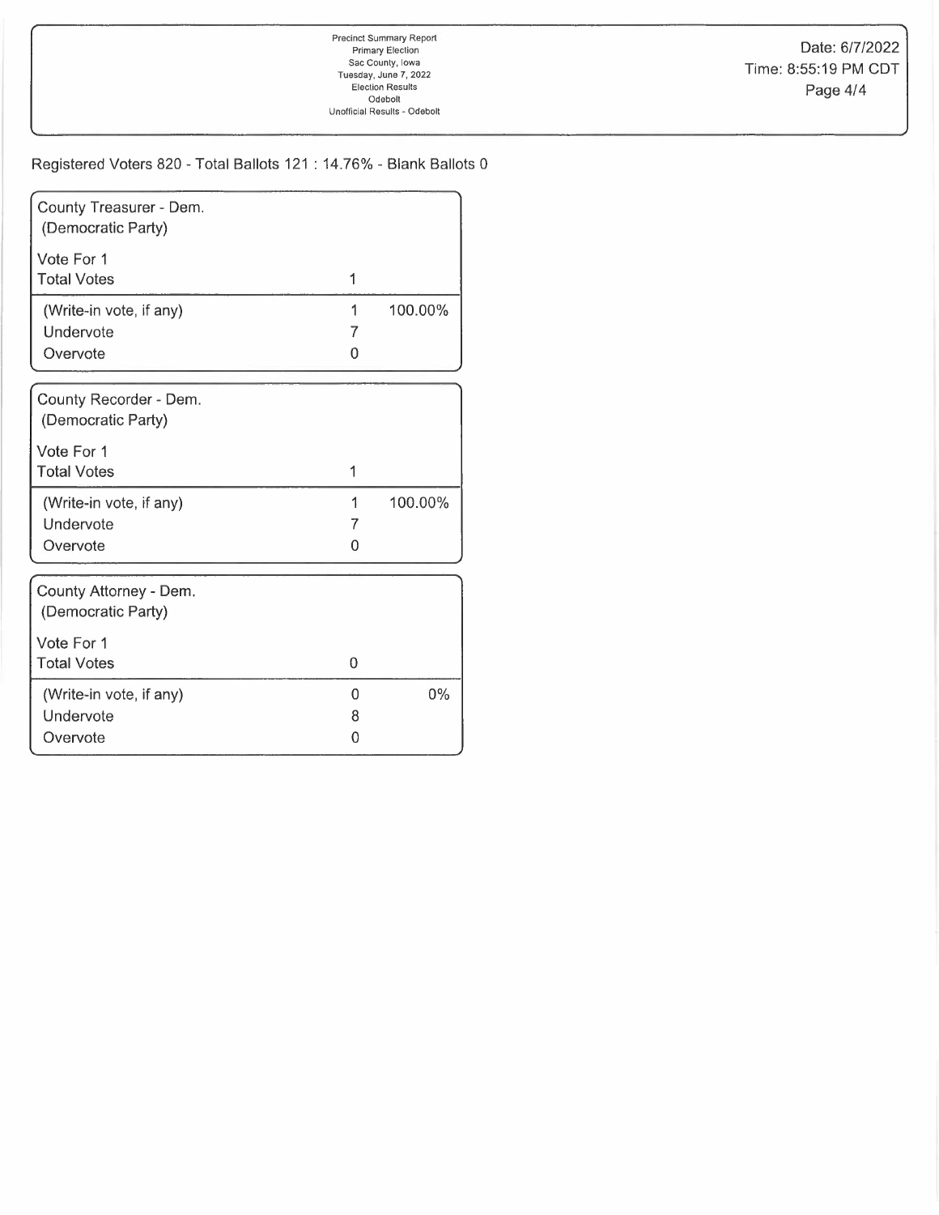Precinct Summary Report
Primary Election
Sac County, Iowa
Tuesday, June 7, 2022
Election Results
Odebolt
Unofficial Results - Odebolt

Date: 6/7/2022
Time: 8:55:19 PM CDT

Registered Voters 820 - Total Ballots 121 : 14.76% - Blank Ballots 0

| County Treasurer - Dem. (Democratic Party) | | |
| --- | --- | --- |
| Vote For 1 | | |
| Total Votes | 1 | |
| (Write-in vote, if any) | 1 | 100.00% |
| Undervote | 7 | |
| Overvote | 0 | |

| County Recorder - Dem. (Democratic Party) | | |
| --- | --- | --- |
| Vote For 1 | | |
| Total Votes | 1 | |
| (Write-in vote, if any) | 1 | 100.00% |
| Undervote | 7 | |
| Overvote | 0 | |

| County Attorney - Dem. (Democratic Party) | | |
| --- | --- | --- |
| Vote For 1 | | |
| Total Votes | 0 | |
| (Write-in vote, if any) | 0 | 0% |
| Undervote | 8 | |
| Overvote | 0 | |